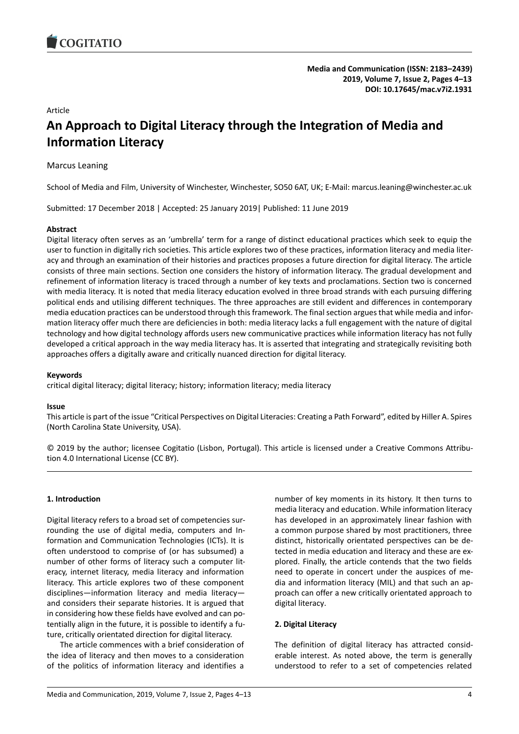Article

# An Approach to Digital Literacy through the Integration of Media and Information Literacy

Marcus Leaning

School of Media and Film, University of Winchester, Winchester, SO50 6AT, UK; E-Mail: marcus.leaning@winchester.ac.uk

Submitted: 17 December 2018 | Accepted: 25 January 2019| Published: 11 June 2019

**Abstract**

Digital literacy often serves as an 'umbrella' term for a range of distinct educational practices which seek to equip the user to function in digitally rich societies. This article explores two of these practices, information literacy and media literacy and through an examination of their histories and practices proposes a future direction for digital literacy. The article consists of three main sections. Section one considers the history of information literacy. The gradual development and refinement of information literacy is traced through a number of key texts and proclamations. Section two is concerned with media literacy. It is noted that media literacy education evolved in three broad strands with each pursuing differing political ends and utilising different techniques. The three approaches are still evident and differences in contemporary media education practices can be understood through this framework. The final section argues that while media and information literacy offer much there are deficiencies in both: media literacy lacks a full engagement with the nature of digital technology and how digital technology affords users new communicative practices while information literacy has not fully developed a critical approach in the way media literacy has. It is asserted that integrating and strategically revisiting both approaches offers a digitally aware and critically nuanced direction for digital literacy.

**Keywords**

critical digital literacy; digital literacy; history; information literacy; media literacy

**Issue**

This article is part of the issue "Critical Perspectives on Digital Literacies: Creating a Path Forward", edited by Hiller A. Spires (North Carolina State University, USA).

© 2019 by the author; licensee Cogitatio (Lisbon, Portugal). This article is licensed under a Creative Commons Attribution 4.0 International License (CC BY).

## 1. Introduction

Digital literacy refers to a broad set of competencies surrounding the use of digital media, computers and Information and Communication Technologies (ICTs). It is often understood to comprise of (or has subsumed) a number of other forms of literacy such a computer literacy, internet literacy, media literacy and information literacy. This article explores two of these component disciplines—information literacy and media literacy—and considers their separate histories. It is argued that in considering how these fields have evolved and can potentially align in the future, it is possible to identify a future, critically orientated direction for digital literacy.

The article commences with a brief consideration of the idea of literacy and then moves to a consideration of the politics of information literacy and identifies a number of key moments in its history. It then turns to media literacy and education. While information literacy has developed in an approximately linear fashion with a common purpose shared by most practitioners, three distinct, historically orientated perspectives can be detected in media education and literacy and these are explored. Finally, the article contends that the two fields need to operate in concert under the auspices of media and information literacy (MIL) and that such an approach can offer a new critically orientated approach to digital literacy.

## 2. Digital Literacy

The definition of digital literacy has attracted considerable interest. As noted above, the term is generally understood to refer to a set of competencies related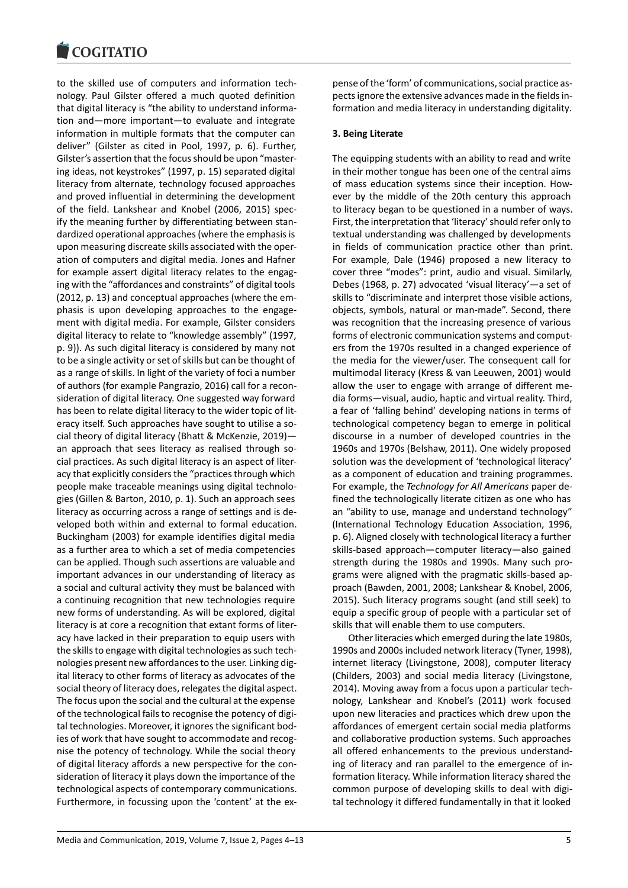to the skilled use of computers and information technology. Paul Gilster offered a much quoted definition that digital literacy is "the ability to understand information and—more important—to evaluate and integrate information in multiple formats that the computer can deliver" (Gilster as cited in Pool, 1997, p. 6). Further, Gilster's assertion that the focus should be upon "mastering ideas, not keystrokes" (1997, p. 15) separated digital literacy from alternate, technology focused approaches and proved influential in determining the development of the field. Lankshear and Knobel (2006, 2015) specify the meaning further by differentiating between standardized operational approaches (where the emphasis is upon measuring discreate skills associated with the operation of computers and digital media. Jones and Hafner for example assert digital literacy relates to the engaging with the "affordances and constraints" of digital tools (2012, p. 13) and conceptual approaches (where the emphasis is upon developing approaches to the engagement with digital media. For example, Gilster considers digital literacy to relate to "knowledge assembly" (1997, p. 9)). As such digital literacy is considered by many not to be a single activity or set of skills but can be thought of as a range of skills. In light of the variety of foci a number of authors (for example Pangrazio, 2016) call for a reconsideration of digital literacy. One suggested way forward has been to relate digital literacy to the wider topic of literacy itself. Such approaches have sought to utilise a social theory of digital literacy (Bhatt & McKenzie, 2019)—an approach that sees literacy as realised through social practices. As such digital literacy is an aspect of literacy that explicitly considers the "practices through which people make traceable meanings using digital technologies (Gillen & Barton, 2010, p. 1). Such an approach sees literacy as occurring across a range of settings and is developed both within and external to formal education. Buckingham (2003) for example identifies digital media as a further area to which a set of media competencies can be applied. Though such assertions are valuable and important advances in our understanding of literacy as a social and cultural activity they must be balanced with a continuing recognition that new technologies require new forms of understanding. As will be explored, digital literacy is at core a recognition that extant forms of literacy have lacked in their preparation to equip users with the skills to engage with digital technologies as such technologies present new affordances to the user. Linking digital literacy to other forms of literacy as advocates of the social theory of literacy does, relegates the digital aspect. The focus upon the social and the cultural at the expense of the technological fails to recognise the potency of digital technologies. Moreover, it ignores the significant bodies of work that have sought to accommodate and recognise the potency of technology. While the social theory of digital literacy affords a new perspective for the consideration of literacy it plays down the importance of the technological aspects of contemporary communications. Furthermore, in focussing upon the 'content' at the expense of the 'form' of communications, social practice aspects ignore the extensive advances made in the fields information and media literacy in understanding digitality.

### 3. Being Literate

The equipping students with an ability to read and write in their mother tongue has been one of the central aims of mass education systems since their inception. However by the middle of the 20th century this approach to literacy began to be questioned in a number of ways. First, the interpretation that 'literacy' should refer only to textual understanding was challenged by developments in fields of communication practice other than print. For example, Dale (1946) proposed a new literacy to cover three "modes": print, audio and visual. Similarly, Debes (1968, p. 27) advocated 'visual literacy'—a set of skills to "discriminate and interpret those visible actions, objects, symbols, natural or man-made". Second, there was recognition that the increasing presence of various forms of electronic communication systems and computers from the 1970s resulted in a changed experience of the media for the viewer/user. The consequent call for multimodal literacy (Kress & van Leeuwen, 2001) would allow the user to engage with arrange of different media forms—visual, audio, haptic and virtual reality. Third, a fear of 'falling behind' developing nations in terms of technological competency began to emerge in political discourse in a number of developed countries in the 1960s and 1970s (Belshaw, 2011). One widely proposed solution was the development of 'technological literacy' as a component of education and training programmes. For example, the *Technology for All Americans* paper defined the technologically literate citizen as one who has an "ability to use, manage and understand technology" (International Technology Education Association, 1996, p. 6). Aligned closely with technological literacy a further skills-based approach—computer literacy—also gained strength during the 1980s and 1990s. Many such programs were aligned with the pragmatic skills-based approach (Bawden, 2001, 2008; Lankshear & Knobel, 2006, 2015). Such literacy programs sought (and still seek) to equip a specific group of people with a particular set of skills that will enable them to use computers.

Other literacies which emerged during the late 1980s, 1990s and 2000s included network literacy (Tyner, 1998), internet literacy (Livingstone, 2008), computer literacy (Childers, 2003) and social media literacy (Livingstone, 2014). Moving away from a focus upon a particular technology, Lankshear and Knobel's (2011) work focused upon new literacies and practices which drew upon the affordances of emergent certain social media platforms and collaborative production systems. Such approaches all offered enhancements to the previous understanding of literacy and ran parallel to the emergence of information literacy. While information literacy shared the common purpose of developing skills to deal with digital technology it differed fundamentally in that it looked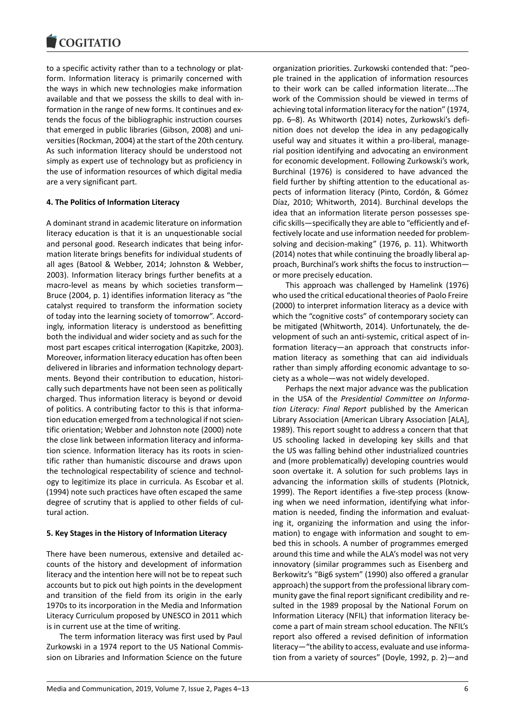to a specific activity rather than to a technology or platform. Information literacy is primarily concerned with the ways in which new technologies make information available and that we possess the skills to deal with information in the range of new forms. It continues and extends the focus of the bibliographic instruction courses that emerged in public libraries (Gibson, 2008) and universities (Rockman, 2004) at the start of the 20th century. As such information literacy should be understood not simply as expert use of technology but as proficiency in the use of information resources of which digital media are a very significant part.

## 4. The Politics of Information Literacy

A dominant strand in academic literature on information literacy education is that it is an unquestionable social and personal good. Research indicates that being information literate brings benefits for individual students of all ages (Batool & Webber, 2014; Johnston & Webber, 2003). Information literacy brings further benefits at a macro-level as means by which societies transform—Bruce (2004, p. 1) identifies information literacy as "the catalyst required to transform the information society of today into the learning society of tomorrow". Accordingly, information literacy is understood as benefitting both the individual and wider society and as such for the most part escapes critical interrogation (Kapitzke, 2003). Moreover, information literacy education has often been delivered in libraries and information technology departments. Beyond their contribution to education, historically such departments have not been seen as politically charged. Thus information literacy is beyond or devoid of politics. A contributing factor to this is that information education emerged from a technological if not scientific orientation; Webber and Johnston note (2000) note the close link between information literacy and information science. Information literacy has its roots in scientific rather than humanistic discourse and draws upon the technological respectability of science and technology to legitimize its place in curricula. As Escobar et al. (1994) note such practices have often escaped the same degree of scrutiny that is applied to other fields of cultural action.

## 5. Key Stages in the History of Information Literacy

There have been numerous, extensive and detailed accounts of the history and development of information literacy and the intention here will not be to repeat such accounts but to pick out high points in the development and transition of the field from its origin in the early 1970s to its incorporation in the Media and Information Literacy Curriculum proposed by UNESCO in 2011 which is in current use at the time of writing.

The term information literacy was first used by Paul Zurkowski in a 1974 report to the US National Commission on Libraries and Information Science on the future organization priorities. Zurkowski contended that: "people trained in the application of information resources to their work can be called information literate....The work of the Commission should be viewed in terms of achieving total information literacy for the nation" (1974, pp. 6–8). As Whitworth (2014) notes, Zurkowski's definition does not develop the idea in any pedagogically useful way and situates it within a pro-liberal, managerial position identifying and advocating an environment for economic development. Following Zurkowski's work, Burchinal (1976) is considered to have advanced the field further by shifting attention to the educational aspects of information literacy (Pinto, Cordón, & Gómez Díaz, 2010; Whitworth, 2014). Burchinal develops the idea that an information literate person possesses specific skills—specifically they are able to "efficiently and effectively locate and use information needed for problem-solving and decision-making" (1976, p. 11). Whitworth (2014) notes that while continuing the broadly liberal approach, Burchinal's work shifts the focus to instruction—or more precisely education.

This approach was challenged by Hamelink (1976) who used the critical educational theories of Paolo Freire (2000) to interpret information literacy as a device with which the "cognitive costs" of contemporary society can be mitigated (Whitworth, 2014). Unfortunately, the development of such an anti-systemic, critical aspect of information literacy—an approach that constructs information literacy as something that can aid individuals rather than simply affording economic advantage to society as a whole—was not widely developed.

Perhaps the next major advance was the publication in the USA of the *Presidential Committee on Information Literacy: Final Report* published by the American Library Association (American Library Association [ALA], 1989). This report sought to address a concern that that US schooling lacked in developing key skills and that the US was falling behind other industrialized countries and (more problematically) developing countries would soon overtake it. A solution for such problems lays in advancing the information skills of students (Plotnick, 1999). The Report identifies a five-step process (knowing when we need information, identifying what information is needed, finding the information and evaluating it, organizing the information and using the information) to engage with information and sought to embed this in schools. A number of programmes emerged around this time and while the ALA's model was not very innovatory (similar programmes such as Eisenberg and Berkowitz's "Big6 system" (1990) also offered a granular approach) the support from the professional library community gave the final report significant credibility and resulted in the 1989 proposal by the National Forum on Information Literacy (NFIL) that information literacy become a part of main stream school education. The NFIL's report also offered a revised definition of information literacy—"the ability to access, evaluate and use information from a variety of sources" (Doyle, 1992, p. 2)—and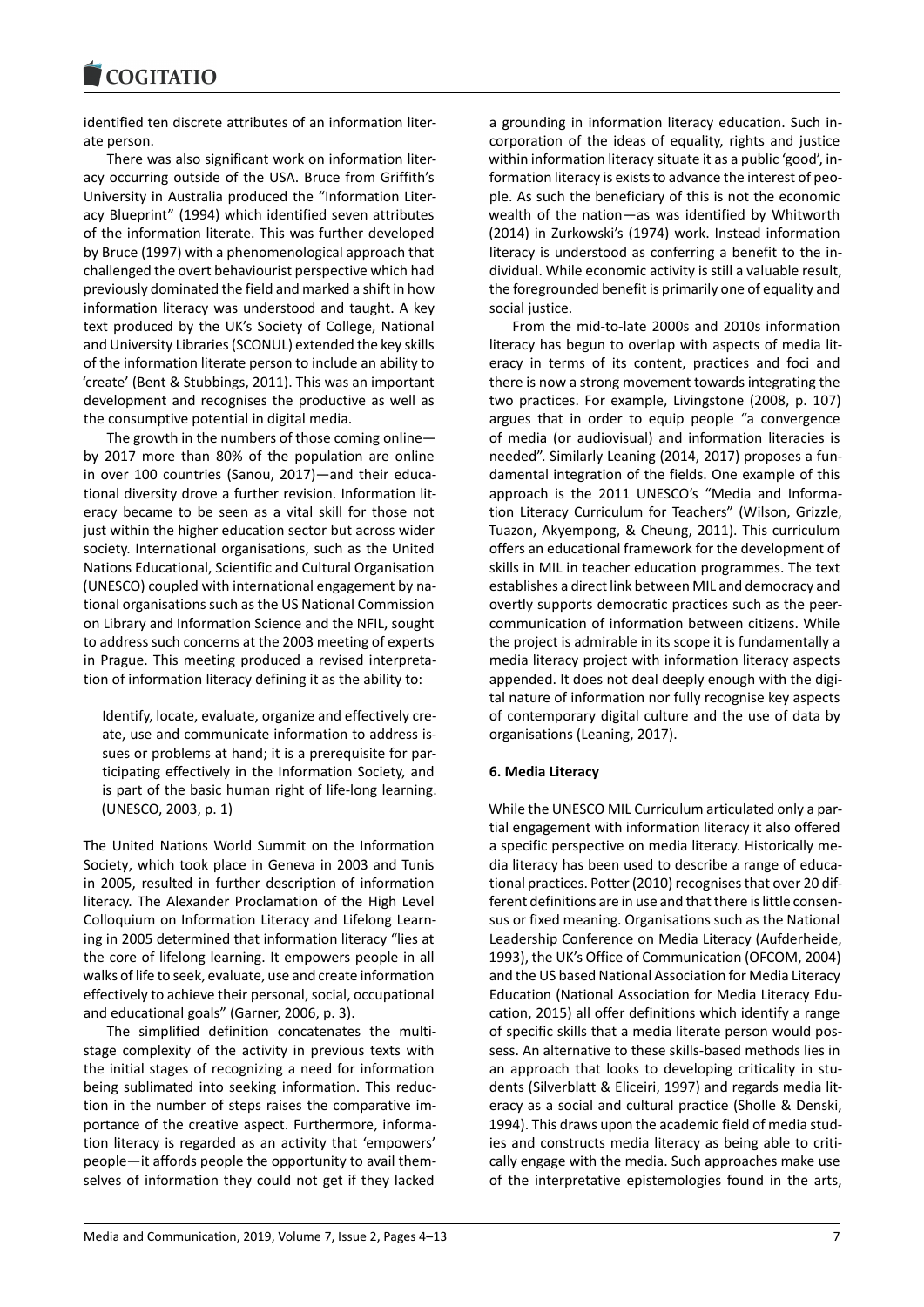identified ten discrete attributes of an information literate person.

There was also significant work on information literacy occurring outside of the USA. Bruce from Griffith's University in Australia produced the "Information Literacy Blueprint" (1994) which identified seven attributes of the information literate. This was further developed by Bruce (1997) with a phenomenological approach that challenged the overt behaviourist perspective which had previously dominated the field and marked a shift in how information literacy was understood and taught. A key text produced by the UK's Society of College, National and University Libraries (SCONUL) extended the key skills of the information literate person to include an ability to 'create' (Bent & Stubbings, 2011). This was an important development and recognises the productive as well as the consumptive potential in digital media.

The growth in the numbers of those coming online—by 2017 more than 80% of the population are online in over 100 countries (Sanou, 2017)—and their educational diversity drove a further revision. Information literacy became to be seen as a vital skill for those not just within the higher education sector but across wider society. International organisations, such as the United Nations Educational, Scientific and Cultural Organisation (UNESCO) coupled with international engagement by national organisations such as the US National Commission on Library and Information Science and the NFIL, sought to address such concerns at the 2003 meeting of experts in Prague. This meeting produced a revised interpretation of information literacy defining it as the ability to:

> Identify, locate, evaluate, organize and effectively create, use and communicate information to address issues or problems at hand; it is a prerequisite for participating effectively in the Information Society, and is part of the basic human right of life-long learning. (UNESCO, 2003, p. 1)

The United Nations World Summit on the Information Society, which took place in Geneva in 2003 and Tunis in 2005, resulted in further description of information literacy. The Alexander Proclamation of the High Level Colloquium on Information Literacy and Lifelong Learning in 2005 determined that information literacy "lies at the core of lifelong learning. It empowers people in all walks of life to seek, evaluate, use and create information effectively to achieve their personal, social, occupational and educational goals" (Garner, 2006, p. 3).

The simplified definition concatenates the multi-stage complexity of the activity in previous texts with the initial stages of recognizing a need for information being sublimated into seeking information. This reduction in the number of steps raises the comparative importance of the creative aspect. Furthermore, information literacy is regarded as an activity that 'empowers' people—it affords people the opportunity to avail themselves of information they could not get if they lacked a grounding in information literacy education. Such incorporation of the ideas of equality, rights and justice within information literacy situate it as a public 'good', information literacy is exists to advance the interest of people. As such the beneficiary of this is not the economic wealth of the nation—as was identified by Whitworth (2014) in Zurkowski's (1974) work. Instead information literacy is understood as conferring a benefit to the individual. While economic activity is still a valuable result, the foregrounded benefit is primarily one of equality and social justice.

From the mid-to-late 2000s and 2010s information literacy has begun to overlap with aspects of media literacy in terms of its content, practices and foci and there is now a strong movement towards integrating the two practices. For example, Livingstone (2008, p. 107) argues that in order to equip people "a convergence of media (or audiovisual) and information literacies is needed". Similarly Leaning (2014, 2017) proposes a fundamental integration of the fields. One example of this approach is the 2011 UNESCO's "Media and Information Literacy Curriculum for Teachers" (Wilson, Grizzle, Tuazon, Akyempong, & Cheung, 2011). This curriculum offers an educational framework for the development of skills in MIL in teacher education programmes. The text establishes a direct link between MIL and democracy and overtly supports democratic practices such as the peer-communication of information between citizens. While the project is admirable in its scope it is fundamentally a media literacy project with information literacy aspects appended. It does not deal deeply enough with the digital nature of information nor fully recognise key aspects of contemporary digital culture and the use of data by organisations (Leaning, 2017).

## 6. Media Literacy

While the UNESCO MIL Curriculum articulated only a partial engagement with information literacy it also offered a specific perspective on media literacy. Historically media literacy has been used to describe a range of educational practices. Potter (2010) recognises that over 20 different definitions are in use and that there is little consensus or fixed meaning. Organisations such as the National Leadership Conference on Media Literacy (Aufderheide, 1993), the UK's Office of Communication (OFCOM, 2004) and the US based National Association for Media Literacy Education (National Association for Media Literacy Education, 2015) all offer definitions which identify a range of specific skills that a media literate person would possess. An alternative to these skills-based methods lies in an approach that looks to developing criticality in students (Silverblatt & Eliceiri, 1997) and regards media literacy as a social and cultural practice (Sholle & Denski, 1994). This draws upon the academic field of media studies and constructs media literacy as being able to critically engage with the media. Such approaches make use of the interpretative epistemologies found in the arts,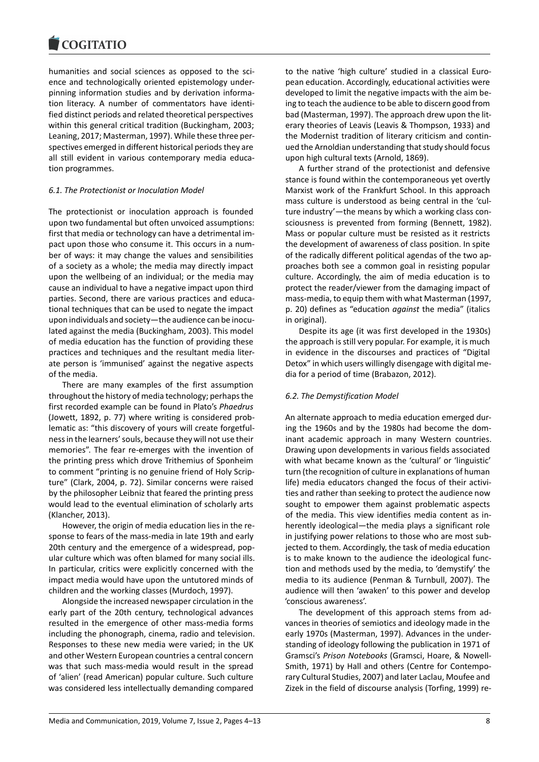humanities and social sciences as opposed to the science and technologically oriented epistemology underpinning information studies and by derivation information literacy. A number of commentators have identified distinct periods and related theoretical perspectives within this general critical tradition (Buckingham, 2003; Leaning, 2017; Masterman, 1997). While these three perspectives emerged in different historical periods they are all still evident in various contemporary media education programmes.

### *6.1. The Protectionist or Inoculation Model*

The protectionist or inoculation approach is founded upon two fundamental but often unvoiced assumptions: first that media or technology can have a detrimental impact upon those who consume it. This occurs in a number of ways: it may change the values and sensibilities of a society as a whole; the media may directly impact upon the wellbeing of an individual; or the media may cause an individual to have a negative impact upon third parties. Second, there are various practices and educational techniques that can be used to negate the impact upon individuals and society—the audience can be inoculated against the media (Buckingham, 2003). This model of media education has the function of providing these practices and techniques and the resultant media literate person is 'immunised' against the negative aspects of the media.

There are many examples of the first assumption throughout the history of media technology; perhaps the first recorded example can be found in Plato's *Phaedrus* (Jowett, 1892, p. 77) where writing is considered problematic as: "this discovery of yours will create forgetfulness in the learners' souls, because they will not use their memories". The fear re-emerges with the invention of the printing press which drove Trithemius of Sponheim to comment "printing is no genuine friend of Holy Scripture" (Clark, 2004, p. 72). Similar concerns were raised by the philosopher Leibniz that feared the printing press would lead to the eventual elimination of scholarly arts (Klancher, 2013).

However, the origin of media education lies in the response to fears of the mass-media in late 19th and early 20th century and the emergence of a widespread, popular culture which was often blamed for many social ills. In particular, critics were explicitly concerned with the impact media would have upon the untutored minds of children and the working classes (Murdoch, 1997).

Alongside the increased newspaper circulation in the early part of the 20th century, technological advances resulted in the emergence of other mass-media forms including the phonograph, cinema, radio and television. Responses to these new media were varied; in the UK and other Western European countries a central concern was that such mass-media would result in the spread of 'alien' (read American) popular culture. Such culture was considered less intellectually demanding compared to the native 'high culture' studied in a classical European education. Accordingly, educational activities were developed to limit the negative impacts with the aim being to teach the audience to be able to discern good from bad (Masterman, 1997). The approach drew upon the literary theories of Leavis (Leavis & Thompson, 1933) and the Modernist tradition of literary criticism and continued the Arnoldian understanding that study should focus upon high cultural texts (Arnold, 1869).

A further strand of the protectionist and defensive stance is found within the contemporaneous yet overtly Marxist work of the Frankfurt School. In this approach mass culture is understood as being central in the 'culture industry'—the means by which a working class consciousness is prevented from forming (Bennett, 1982). Mass or popular culture must be resisted as it restricts the development of awareness of class position. In spite of the radically different political agendas of the two approaches both see a common goal in resisting popular culture. Accordingly, the aim of media education is to protect the reader/viewer from the damaging impact of mass-media, to equip them with what Masterman (1997, p. 20) defines as "education *against* the media" (italics in original).

Despite its age (it was first developed in the 1930s) the approach is still very popular. For example, it is much in evidence in the discourses and practices of "Digital Detox" in which users willingly disengage with digital media for a period of time (Brabazon, 2012).

### *6.2. The Demystification Model*

An alternate approach to media education emerged during the 1960s and by the 1980s had become the dominant academic approach in many Western countries. Drawing upon developments in various fields associated with what became known as the 'cultural' or 'linguistic' turn (the recognition of culture in explanations of human life) media educators changed the focus of their activities and rather than seeking to protect the audience now sought to empower them against problematic aspects of the media. This view identifies media content as inherently ideological—the media plays a significant role in justifying power relations to those who are most subjected to them. Accordingly, the task of media education is to make known to the audience the ideological function and methods used by the media, to 'demystify' the media to its audience (Penman & Turnbull, 2007). The audience will then 'awaken' to this power and develop 'conscious awareness'.

The development of this approach stems from advances in theories of semiotics and ideology made in the early 1970s (Masterman, 1997). Advances in the understanding of ideology following the publication in 1971 of Gramsci's *Prison Notebooks* (Gramsci, Hoare, & Nowell-Smith, 1971) by Hall and others (Centre for Contemporary Cultural Studies, 2007) and later Laclau, Moufee and Zizek in the field of discourse analysis (Torfing, 1999) re-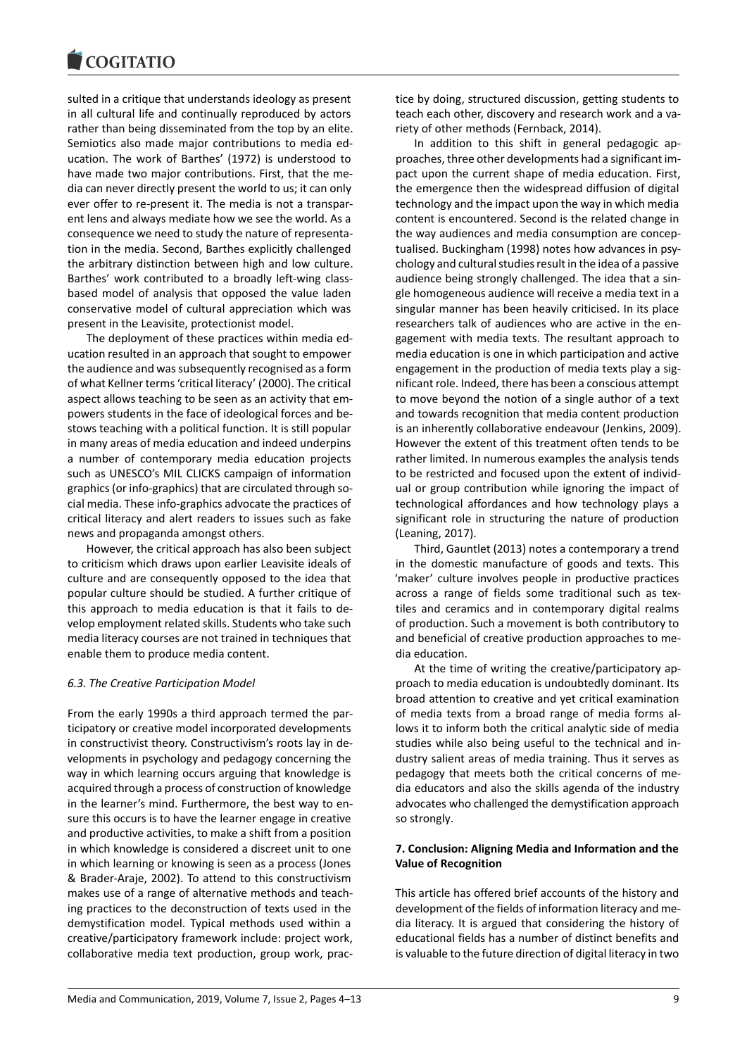sulted in a critique that understands ideology as present in all cultural life and continually reproduced by actors rather than being disseminated from the top by an elite. Semiotics also made major contributions to media education. The work of Barthes' (1972) is understood to have made two major contributions. First, that the media can never directly present the world to us; it can only ever offer to re-present it. The media is not a transparent lens and always mediate how we see the world. As a consequence we need to study the nature of representation in the media. Second, Barthes explicitly challenged the arbitrary distinction between high and low culture. Barthes' work contributed to a broadly left-wing class-based model of analysis that opposed the value laden conservative model of cultural appreciation which was present in the Leavisite, protectionist model.

The deployment of these practices within media education resulted in an approach that sought to empower the audience and was subsequently recognised as a form of what Kellner terms 'critical literacy' (2000). The critical aspect allows teaching to be seen as an activity that empowers students in the face of ideological forces and bestows teaching with a political function. It is still popular in many areas of media education and indeed underpins a number of contemporary media education projects such as UNESCO's MIL CLICKS campaign of information graphics (or info-graphics) that are circulated through social media. These info-graphics advocate the practices of critical literacy and alert readers to issues such as fake news and propaganda amongst others.

However, the critical approach has also been subject to criticism which draws upon earlier Leavisite ideals of culture and are consequently opposed to the idea that popular culture should be studied. A further critique of this approach to media education is that it fails to develop employment related skills. Students who take such media literacy courses are not trained in techniques that enable them to produce media content.

### *6.3. The Creative Participation Model*

From the early 1990s a third approach termed the participatory or creative model incorporated developments in constructivist theory. Constructivism's roots lay in developments in psychology and pedagogy concerning the way in which learning occurs arguing that knowledge is acquired through a process of construction of knowledge in the learner's mind. Furthermore, the best way to ensure this occurs is to have the learner engage in creative and productive activities, to make a shift from a position in which knowledge is considered a discreet unit to one in which learning or knowing is seen as a process (Jones & Brader-Araje, 2002). To attend to this constructivism makes use of a range of alternative methods and teaching practices to the deconstruction of texts used in the demystification model. Typical methods used within a creative/participatory framework include: project work, collaborative media text production, group work, practice by doing, structured discussion, getting students to teach each other, discovery and research work and a variety of other methods (Fernback, 2014).

In addition to this shift in general pedagogic approaches, three other developments had a significant impact upon the current shape of media education. First, the emergence then the widespread diffusion of digital technology and the impact upon the way in which media content is encountered. Second is the related change in the way audiences and media consumption are conceptualised. Buckingham (1998) notes how advances in psychology and cultural studies result in the idea of a passive audience being strongly challenged. The idea that a single homogeneous audience will receive a media text in a singular manner has been heavily criticised. In its place researchers talk of audiences who are active in the engagement with media texts. The resultant approach to media education is one in which participation and active engagement in the production of media texts play a significant role. Indeed, there has been a conscious attempt to move beyond the notion of a single author of a text and towards recognition that media content production is an inherently collaborative endeavour (Jenkins, 2009). However the extent of this treatment often tends to be rather limited. In numerous examples the analysis tends to be restricted and focused upon the extent of individual or group contribution while ignoring the impact of technological affordances and how technology plays a significant role in structuring the nature of production (Leaning, 2017).

Third, Gauntlet (2013) notes a contemporary a trend in the domestic manufacture of goods and texts. This 'maker' culture involves people in productive practices across a range of fields some traditional such as textiles and ceramics and in contemporary digital realms of production. Such a movement is both contributory to and beneficial of creative production approaches to media education.

At the time of writing the creative/participatory approach to media education is undoubtedly dominant. Its broad attention to creative and yet critical examination of media texts from a broad range of media forms allows it to inform both the critical analytic side of media studies while also being useful to the technical and industry salient areas of media training. Thus it serves as pedagogy that meets both the critical concerns of media educators and also the skills agenda of the industry advocates who challenged the demystification approach so strongly.

## **7. Conclusion: Aligning Media and Information and the Value of Recognition**

This article has offered brief accounts of the history and development of the fields of information literacy and media literacy. It is argued that considering the history of educational fields has a number of distinct benefits and is valuable to the future direction of digital literacy in two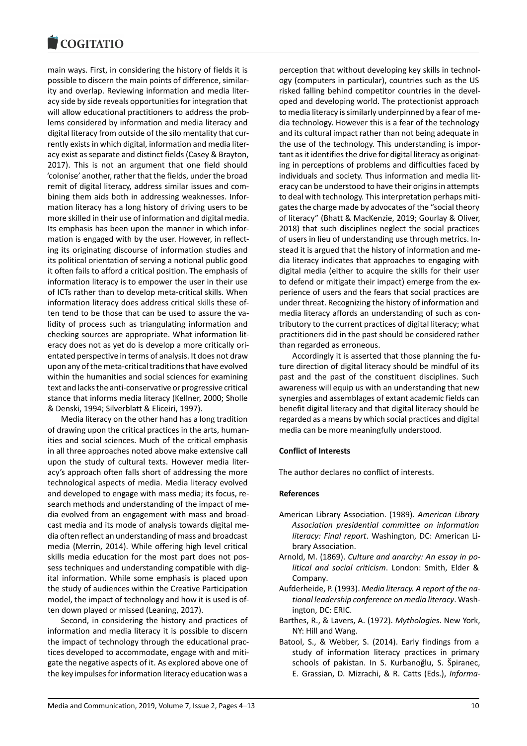main ways. First, in considering the history of fields it is possible to discern the main points of difference, similarity and overlap. Reviewing information and media literacy side by side reveals opportunities for integration that will allow educational practitioners to address the problems considered by information and media literacy and digital literacy from outside of the silo mentality that currently exists in which digital, information and media literacy exist as separate and distinct fields (Casey & Brayton, 2017). This is not an argument that one field should 'colonise' another, rather that the fields, under the broad remit of digital literacy, address similar issues and combining them aids both in addressing weaknesses. Information literacy has a long history of driving users to be more skilled in their use of information and digital media. Its emphasis has been upon the manner in which information is engaged with by the user. However, in reflecting its originating discourse of information studies and its political orientation of serving a notional public good it often fails to afford a critical position. The emphasis of information literacy is to empower the user in their use of ICTs rather than to develop meta-critical skills. When information literacy does address critical skills these often tend to be those that can be used to assure the validity of process such as triangulating information and checking sources are appropriate. What information literacy does not as yet do is develop a more critically orientated perspective in terms of analysis. It does not draw upon any of the meta-critical traditions that have evolved within the humanities and social sciences for examining text and lacks the anti-conservative or progressive critical stance that informs media literacy (Kellner, 2000; Sholle & Denski, 1994; Silverblatt & Eliceiri, 1997).

Media literacy on the other hand has a long tradition of drawing upon the critical practices in the arts, humanities and social sciences. Much of the critical emphasis in all three approaches noted above make extensive call upon the study of cultural texts. However media literacy's approach often falls short of addressing the more technological aspects of media. Media literacy evolved and developed to engage with mass media; its focus, research methods and understanding of the impact of media evolved from an engagement with mass and broadcast media and its mode of analysis towards digital media often reflect an understanding of mass and broadcast media (Merrin, 2014). While offering high level critical skills media education for the most part does not possess techniques and understanding compatible with digital information. While some emphasis is placed upon the study of audiences within the Creative Participation model, the impact of technology and how it is used is often down played or missed (Leaning, 2017).

Second, in considering the history and practices of information and media literacy it is possible to discern the impact of technology through the educational practices developed to accommodate, engage with and mitigate the negative aspects of it. As explored above one of the key impulses for information literacy education was a perception that without developing key skills in technology (computers in particular), countries such as the US risked falling behind competitor countries in the developed and developing world. The protectionist approach to media literacy is similarly underpinned by a fear of media technology. However this is a fear of the technology and its cultural impact rather than not being adequate in the use of the technology. This understanding is important as it identifies the drive for digital literacy as originating in perceptions of problems and difficulties faced by individuals and society. Thus information and media literacy can be understood to have their origins in attempts to deal with technology. This interpretation perhaps mitigates the charge made by advocates of the "social theory of literacy" (Bhatt & MacKenzie, 2019; Gourlay & Oliver, 2018) that such disciplines neglect the social practices of users in lieu of understanding use through metrics. Instead it is argued that the history of information and media literacy indicates that approaches to engaging with digital media (either to acquire the skills for their user to defend or mitigate their impact) emerge from the experience of users and the fears that social practices are under threat. Recognizing the history of information and media literacy affords an understanding of such as contributory to the current practices of digital literacy; what practitioners did in the past should be considered rather than regarded as erroneous.

Accordingly it is asserted that those planning the future direction of digital literacy should be mindful of its past and the past of the constituent disciplines. Such awareness will equip us with an understanding that new synergies and assemblages of extant academic fields can benefit digital literacy and that digital literacy should be regarded as a means by which social practices and digital media can be more meaningfully understood.

**Conflict of Interests**

The author declares no conflict of interests.

**References**

American Library Association. (1989). *American Library Association presidential committee on information literacy: Final report*. Washington, DC: American Library Association.

Arnold, M. (1869). *Culture and anarchy: An essay in political and social criticism*. London: Smith, Elder & Company.

Aufderheide, P. (1993). *Media literacy. A report of the national leadership conference on media literacy*. Washington, DC: ERIC.

Barthes, R., & Lavers, A. (1972). *Mythologies*. New York, NY: Hill and Wang.

Batool, S., & Webber, S. (2014). Early findings from a study of information literacy practices in primary schools of pakistan. In S. Kurbanoğlu, S. Špiranec, E. Grassian, D. Mizrachi, & R. Catts (Eds.), *Informa-*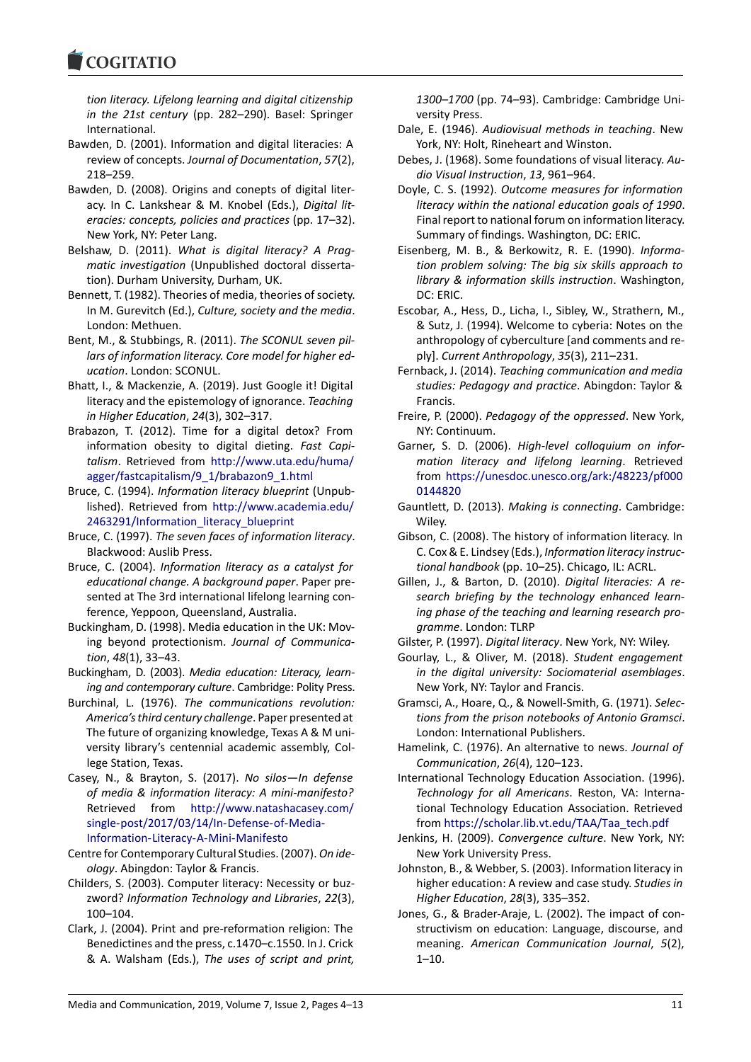*tion literacy. Lifelong learning and digital citizenship in the 21st century* (pp. 282–290). Basel: Springer International.

Bawden, D. (2001). Information and digital literacies: A review of concepts. *Journal of Documentation*, *57*(2), 218–259.

Bawden, D. (2008). Origins and conepts of digital literacy. In C. Lankshear & M. Knobel (Eds.), *Digital literacies: concepts, policies and practices* (pp. 17–32). New York, NY: Peter Lang.

Belshaw, D. (2011). *What is digital literacy? A Pragmatic investigation* (Unpublished doctoral dissertation). Durham University, Durham, UK.

Bennett, T. (1982). Theories of media, theories of society. In M. Gurevitch (Ed.), *Culture, society and the media*. London: Methuen.

Bent, M., & Stubbings, R. (2011). *The SCONUL seven pillars of information literacy. Core model for higher education*. London: SCONUL.

Bhatt, I., & Mackenzie, A. (2019). Just Google it! Digital literacy and the epistemology of ignorance. *Teaching in Higher Education*, *24*(3), 302–317.

Brabazon, T. (2012). Time for a digital detox? From information obesity to digital dieting. *Fast Capitalism*. Retrieved from http://www.uta.edu/huma/agger/fastcapitalism/9_1/brabazon9_1.html

Bruce, C. (1994). *Information literacy blueprint* (Unpublished). Retrieved from http://www.academia.edu/2463291/Information_literacy_blueprint

Bruce, C. (1997). *The seven faces of information literacy*. Blackwood: Auslib Press.

Bruce, C. (2004). *Information literacy as a catalyst for educational change. A background paper*. Paper presented at The 3rd international lifelong learning conference, Yeppoon, Queensland, Australia.

Buckingham, D. (1998). Media education in the UK: Moving beyond protectionism. *Journal of Communication*, *48*(1), 33–43.

Buckingham, D. (2003). *Media education: Literacy, learning and contemporary culture*. Cambridge: Polity Press.

Burchinal, L. (1976). *The communications revolution: America's third century challenge*. Paper presented at The future of organizing knowledge, Texas A & M university library's centennial academic assembly, College Station, Texas.

Casey, N., & Brayton, S. (2017). *No silos—In defense of media & information literacy: A mini-manifesto?* Retrieved from http://www.natashacasey.com/single-post/2017/03/14/In-Defense-of-Media-Information-Literacy-A-Mini-Manifesto

Centre for Contemporary Cultural Studies. (2007). *On ideology*. Abingdon: Taylor & Francis.

Childers, S. (2003). Computer literacy: Necessity or buzzword? *Information Technology and Libraries*, *22*(3), 100–104.

Clark, J. (2004). Print and pre-reformation religion: The Benedictines and the press, c.1470–c.1550. In J. Crick & A. Walsham (Eds.), *The uses of script and print, 1300–1700* (pp. 74–93). Cambridge: Cambridge University Press.

Dale, E. (1946). *Audiovisual methods in teaching*. New York, NY: Holt, Rineheart and Winston.

Debes, J. (1968). Some foundations of visual literacy. *Audio Visual Instruction*, *13*, 961–964.

Doyle, C. S. (1992). *Outcome measures for information literacy within the national education goals of 1990*. Final report to national forum on information literacy. Summary of findings. Washington, DC: ERIC.

Eisenberg, M. B., & Berkowitz, R. E. (1990). *Information problem solving: The big six skills approach to library & information skills instruction*. Washington, DC: ERIC.

Escobar, A., Hess, D., Licha, I., Sibley, W., Strathern, M., & Sutz, J. (1994). Welcome to cyberia: Notes on the anthropology of cyberculture [and comments and reply]. *Current Anthropology*, *35*(3), 211–231.

Fernback, J. (2014). *Teaching communication and media studies: Pedagogy and practice*. Abingdon: Taylor & Francis.

Freire, P. (2000). *Pedagogy of the oppressed*. New York, NY: Continuum.

Garner, S. D. (2006). *High-level colloquium on information literacy and lifelong learning*. Retrieved from https://unesdoc.unesco.org/ark:/48223/pf0000144820

Gauntlett, D. (2013). *Making is connecting*. Cambridge: Wiley.

Gibson, C. (2008). The history of information literacy. In C. Cox & E. Lindsey (Eds.), *Information literacy instructional handbook* (pp. 10–25). Chicago, IL: ACRL.

Gillen, J., & Barton, D. (2010). *Digital literacies: A research briefing by the technology enhanced learning phase of the teaching and learning research programme*. London: TLRP

Gilster, P. (1997). *Digital literacy*. New York, NY: Wiley.

Gourlay, L., & Oliver, M. (2018). *Student engagement in the digital university: Sociomaterial asemblages*. New York, NY: Taylor and Francis.

Gramsci, A., Hoare, Q., & Nowell-Smith, G. (1971). *Selections from the prison notebooks of Antonio Gramsci*. London: International Publishers.

Hamelink, C. (1976). An alternative to news. *Journal of Communication*, *26*(4), 120–123.

International Technology Education Association. (1996). *Technology for all Americans*. Reston, VA: International Technology Education Association. Retrieved from https://scholar.lib.vt.edu/TAA/Taa_tech.pdf

Jenkins, H. (2009). *Convergence culture*. New York, NY: New York University Press.

Johnston, B., & Webber, S. (2003). Information literacy in higher education: A review and case study. *Studies in Higher Education*, *28*(3), 335–352.

Jones, G., & Brader-Araje, L. (2002). The impact of constructivism on education: Language, discourse, and meaning. *American Communication Journal*, *5*(2), 1–10.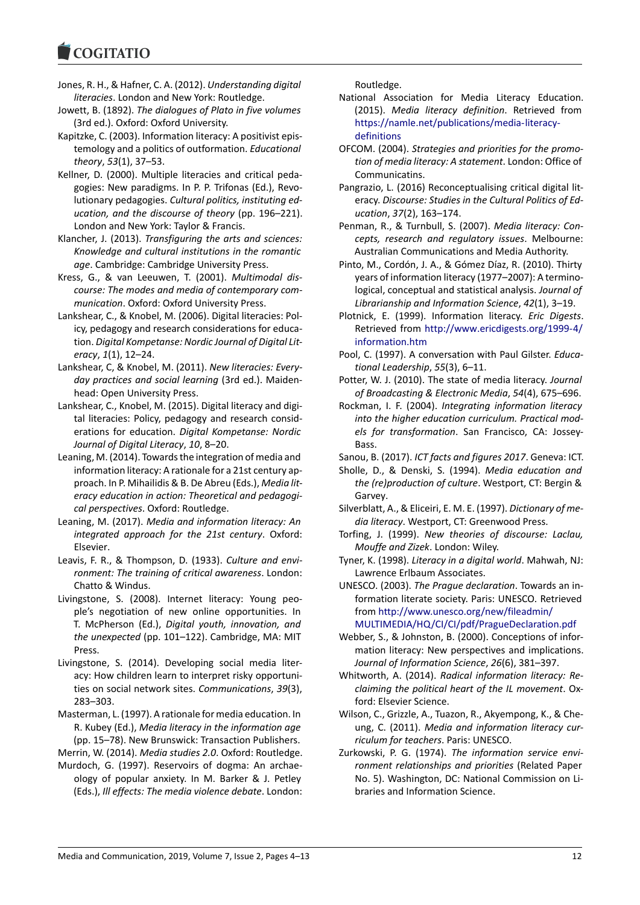Jones, R. H., & Hafner, C. A. (2012). *Understanding digital literacies*. London and New York: Routledge.

Jowett, B. (1892). *The dialogues of Plato in five volumes* (3rd ed.). Oxford: Oxford University.

Kapitzke, C. (2003). Information literacy: A positivist epistemology and a politics of outformation. *Educational theory*, *53*(1), 37–53.

Kellner, D. (2000). Multiple literacies and critical pedagogies: New paradigms. In P. P. Trifonas (Ed.), Revolutionary pedagogies. *Cultural politics, instituting education, and the discourse of theory* (pp. 196–221). London and New York: Taylor & Francis.

Klancher, J. (2013). *Transfiguring the arts and sciences: Knowledge and cultural institutions in the romantic age*. Cambridge: Cambridge University Press.

Kress, G., & van Leeuwen, T. (2001). *Multimodal discourse: The modes and media of contemporary communication*. Oxford: Oxford University Press.

Lankshear, C., & Knobel, M. (2006). Digital literacies: Policy, pedagogy and research considerations for education. *Digital Kompetanse: Nordic Journal of Digital Literacy*, *1*(1), 12–24.

Lankshear, C, & Knobel, M. (2011). *New literacies: Everyday practices and social learning* (3rd ed.). Maidenhead: Open University Press.

Lankshear, C., Knobel, M. (2015). Digital literacy and digital literacies: Policy, pedagogy and research considerations for education. *Digital Kompetanse: Nordic Journal of Digital Literacy*, *10*, 8–20.

Leaning, M. (2014). Towards the integration of media and information literacy: A rationale for a 21st century approach. In P. Mihailidis & B. De Abreu (Eds.), *Media literacy education in action: Theoretical and pedagogical perspectives*. Oxford: Routledge.

Leaning, M. (2017). *Media and information literacy: An integrated approach for the 21st century*. Oxford: Elsevier.

Leavis, F. R., & Thompson, D. (1933). *Culture and environment: The training of critical awareness*. London: Chatto & Windus.

Livingstone, S. (2008). Internet literacy: Young people's negotiation of new online opportunities. In T. McPherson (Ed.), *Digital youth, innovation, and the unexpected* (pp. 101–122). Cambridge, MA: MIT Press.

Livingstone, S. (2014). Developing social media literacy: How children learn to interpret risky opportunities on social network sites. *Communications*, *39*(3), 283–303.

Masterman, L. (1997). A rationale for media education. In R. Kubey (Ed.), *Media literacy in the information age* (pp. 15–78). New Brunswick: Transaction Publishers.

Merrin, W. (2014). *Media studies 2.0*. Oxford: Routledge.

Murdoch, G. (1997). Reservoirs of dogma: An archaeology of popular anxiety. In M. Barker & J. Petley (Eds.), *Ill effects: The media violence debate*. London: Routledge.

National Association for Media Literacy Education. (2015). *Media literacy definition*. Retrieved from https://namle.net/publications/media-literacy-definitions

OFCOM. (2004). *Strategies and priorities for the promotion of media literacy: A statement*. London: Office of Communicatins.

Pangrazio, L. (2016) Reconceptualising critical digital literacy. *Discourse: Studies in the Cultural Politics of Education*, *37*(2), 163–174.

Penman, R., & Turnbull, S. (2007). *Media literacy: Concepts, research and regulatory issues*. Melbourne: Australian Communications and Media Authority.

Pinto, M., Cordón, J. A., & Gómez Díaz, R. (2010). Thirty years of information literacy (1977–2007): A terminological, conceptual and statistical analysis. *Journal of Librarianship and Information Science*, *42*(1), 3–19.

Plotnick, E. (1999). Information literacy. *Eric Digests*. Retrieved from http://www.ericdigests.org/1999-4/information.htm

Pool, C. (1997). A conversation with Paul Gilster. *Educational Leadership*, *55*(3), 6–11.

Potter, W. J. (2010). The state of media literacy. *Journal of Broadcasting & Electronic Media*, *54*(4), 675–696.

Rockman, I. F. (2004). *Integrating information literacy into the higher education curriculum. Practical models for transformation*. San Francisco, CA: Jossey-Bass.

Sanou, B. (2017). *ICT facts and figures 2017*. Geneva: ICT.

Sholle, D., & Denski, S. (1994). *Media education and the (re)production of culture*. Westport, CT: Bergin & Garvey.

Silverblatt, A., & Eliceiri, E. M. E. (1997). *Dictionary of media literacy*. Westport, CT: Greenwood Press.

Torfing, J. (1999). *New theories of discourse: Laclau, Mouffe and Zizek*. London: Wiley.

Tyner, K. (1998). *Literacy in a digital world*. Mahwah, NJ: Lawrence Erlbaum Associates.

UNESCO. (2003). *The Prague declaration*. Towards an information literate society. Paris: UNESCO. Retrieved from http://www.unesco.org/new/fileadmin/MULTIMEDIA/HQ/CI/CI/pdf/PragueDeclaration.pdf

Webber, S., & Johnston, B. (2000). Conceptions of information literacy: New perspectives and implications. *Journal of Information Science*, *26*(6), 381–397.

Whitworth, A. (2014). *Radical information literacy: Reclaiming the political heart of the IL movement*. Oxford: Elsevier Science.

Wilson, C., Grizzle, A., Tuazon, R., Akyempong, K., & Cheung, C. (2011). *Media and information literacy curriculum for teachers*. Paris: UNESCO.

Zurkowski, P. G. (1974). *The information service environment relationships and priorities* (Related Paper No. 5). Washington, DC: National Commission on Libraries and Information Science.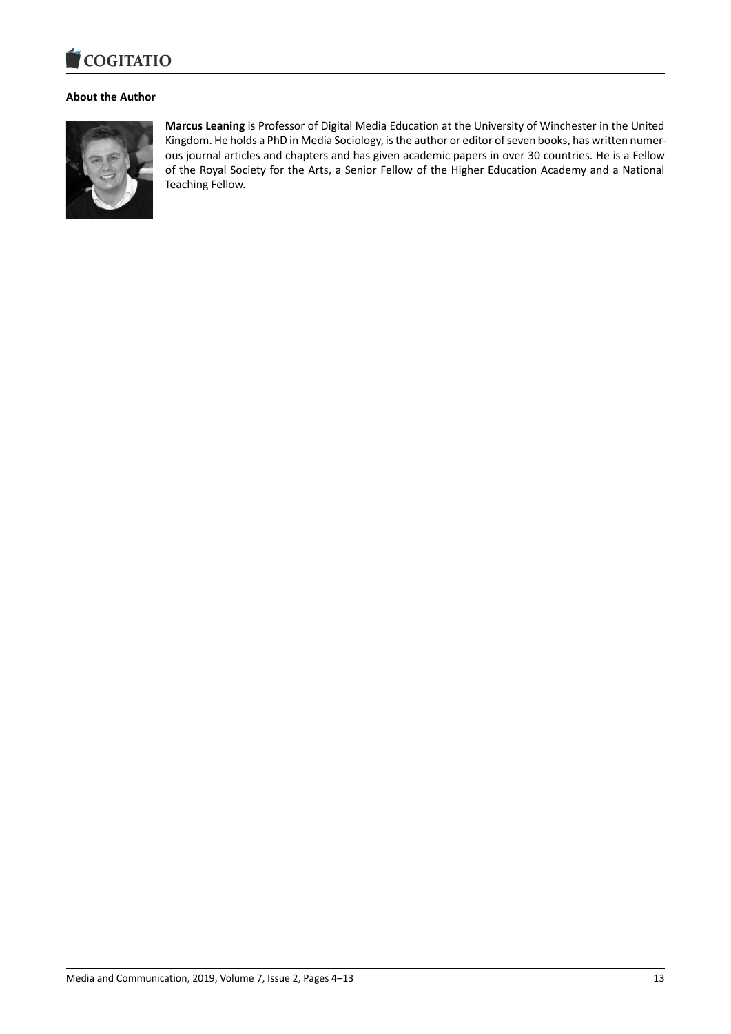**About the Author**

**Marcus Leaning** is Professor of Digital Media Education at the University of Winchester in the United Kingdom. He holds a PhD in Media Sociology, is the author or editor of seven books, has written numerous journal articles and chapters and has given academic papers in over 30 countries. He is a Fellow of the Royal Society for the Arts, a Senior Fellow of the Higher Education Academy and a National Teaching Fellow.